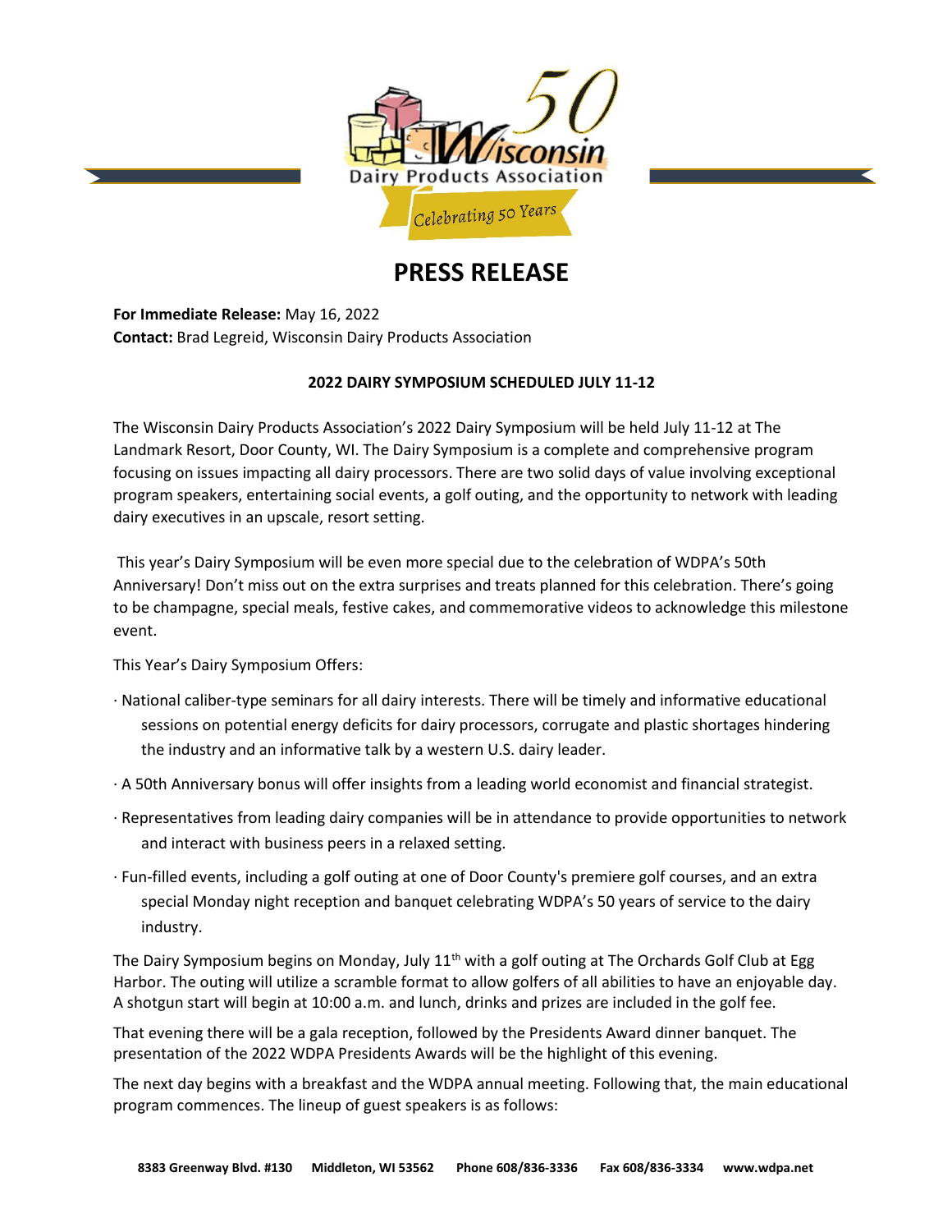# PRESS RELEASE

**For Immediate Release:** May 16, 2022
**Contact:** Brad Legreid, Wisconsin Dairy Products Association

**2022 DAIRY SYMPOSIUM SCHEDULED JULY 11-12**

The Wisconsin Dairy Products Association's 2022 Dairy Symposium will be held July 11-12 at The Landmark Resort, Door County, WI. The Dairy Symposium is a complete and comprehensive program focusing on issues impacting all dairy processors. There are two solid days of value involving exceptional program speakers, entertaining social events, a golf outing, and the opportunity to network with leading dairy executives in an upscale, resort setting.

This year's Dairy Symposium will be even more special due to the celebration of WDPA's 50th Anniversary! Don't miss out on the extra surprises and treats planned for this celebration. There's going to be champagne, special meals, festive cakes, and commemorative videos to acknowledge this milestone event.

This Year's Dairy Symposium Offers:

- National caliber-type seminars for all dairy interests. There will be timely and informative educational sessions on potential energy deficits for dairy processors, corrugate and plastic shortages hindering the industry and an informative talk by a western U.S. dairy leader.
- A 50th Anniversary bonus will offer insights from a leading world economist and financial strategist.
- Representatives from leading dairy companies will be in attendance to provide opportunities to network and interact with business peers in a relaxed setting.
- Fun-filled events, including a golf outing at one of Door County's premiere golf courses, and an extra special Monday night reception and banquet celebrating WDPA's 50 years of service to the dairy industry.

The Dairy Symposium begins on Monday, July 11th with a golf outing at The Orchards Golf Club at Egg Harbor. The outing will utilize a scramble format to allow golfers of all abilities to have an enjoyable day. A shotgun start will begin at 10:00 a.m. and lunch, drinks and prizes are included in the golf fee.

That evening there will be a gala reception, followed by the Presidents Award dinner banquet. The presentation of the 2022 WDPA Presidents Awards will be the highlight of this evening.

The next day begins with a breakfast and the WDPA annual meeting. Following that, the main educational program commences. The lineup of guest speakers is as follows: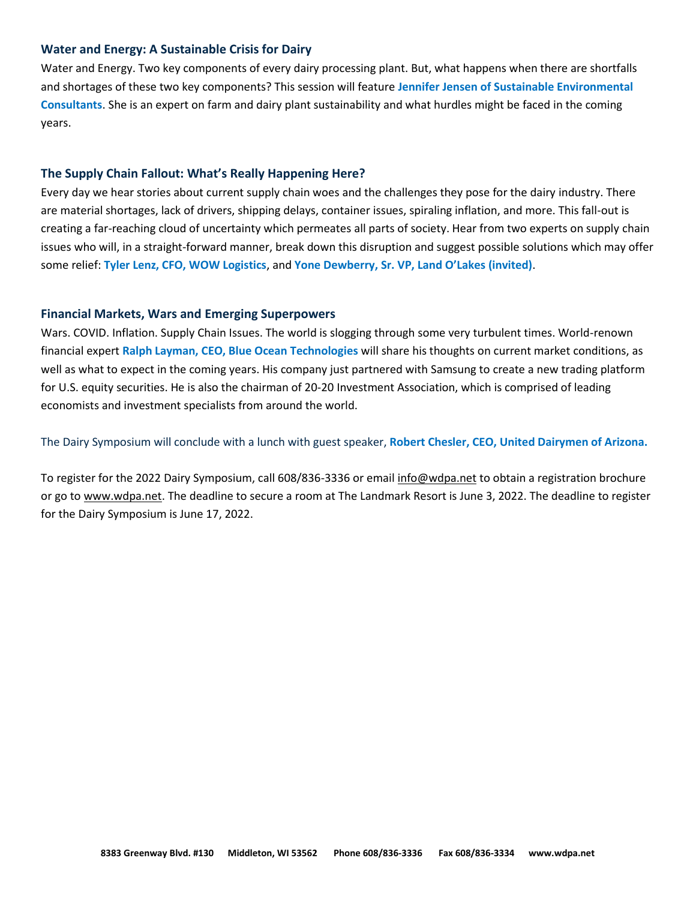### Water and Energy: A Sustainable Crisis for Dairy

Water and Energy. Two key components of every dairy processing plant. But, what happens when there are shortfalls and shortages of these two key components? This session will feature **Jennifer Jensen of Sustainable Environmental Consultants**. She is an expert on farm and dairy plant sustainability and what hurdles might be faced in the coming years.

### The Supply Chain Fallout: What's Really Happening Here?

Every day we hear stories about current supply chain woes and the challenges they pose for the dairy industry. There are material shortages, lack of drivers, shipping delays, container issues, spiraling inflation, and more. This fall-out is creating a far-reaching cloud of uncertainty which permeates all parts of society. Hear from two experts on supply chain issues who will, in a straight-forward manner, break down this disruption and suggest possible solutions which may offer some relief: **Tyler Lenz, CFO, WOW Logistics**, and **Yone Dewberry, Sr. VP, Land O'Lakes (invited)**.

### Financial Markets, Wars and Emerging Superpowers

Wars. COVID. Inflation. Supply Chain Issues. The world is slogging through some very turbulent times. World-renown financial expert **Ralph Layman, CEO, Blue Ocean Technologies** will share his thoughts on current market conditions, as well as what to expect in the coming years. His company just partnered with Samsung to create a new trading platform for U.S. equity securities. He is also the chairman of 20-20 Investment Association, which is comprised of leading economists and investment specialists from around the world.

The Dairy Symposium will conclude with a lunch with guest speaker, **Robert Chesler, CEO, United Dairymen of Arizona.**

To register for the 2022 Dairy Symposium, call 608/836-3336 or email info@wdpa.net to obtain a registration brochure or go to www.wdpa.net. The deadline to secure a room at The Landmark Resort is June 3, 2022. The deadline to register for the Dairy Symposium is June 17, 2022.

**8383 Greenway Blvd. #130 Middleton, WI 53562 Phone 608/836-3336 Fax 608/836-3334 www.wdpa.net**